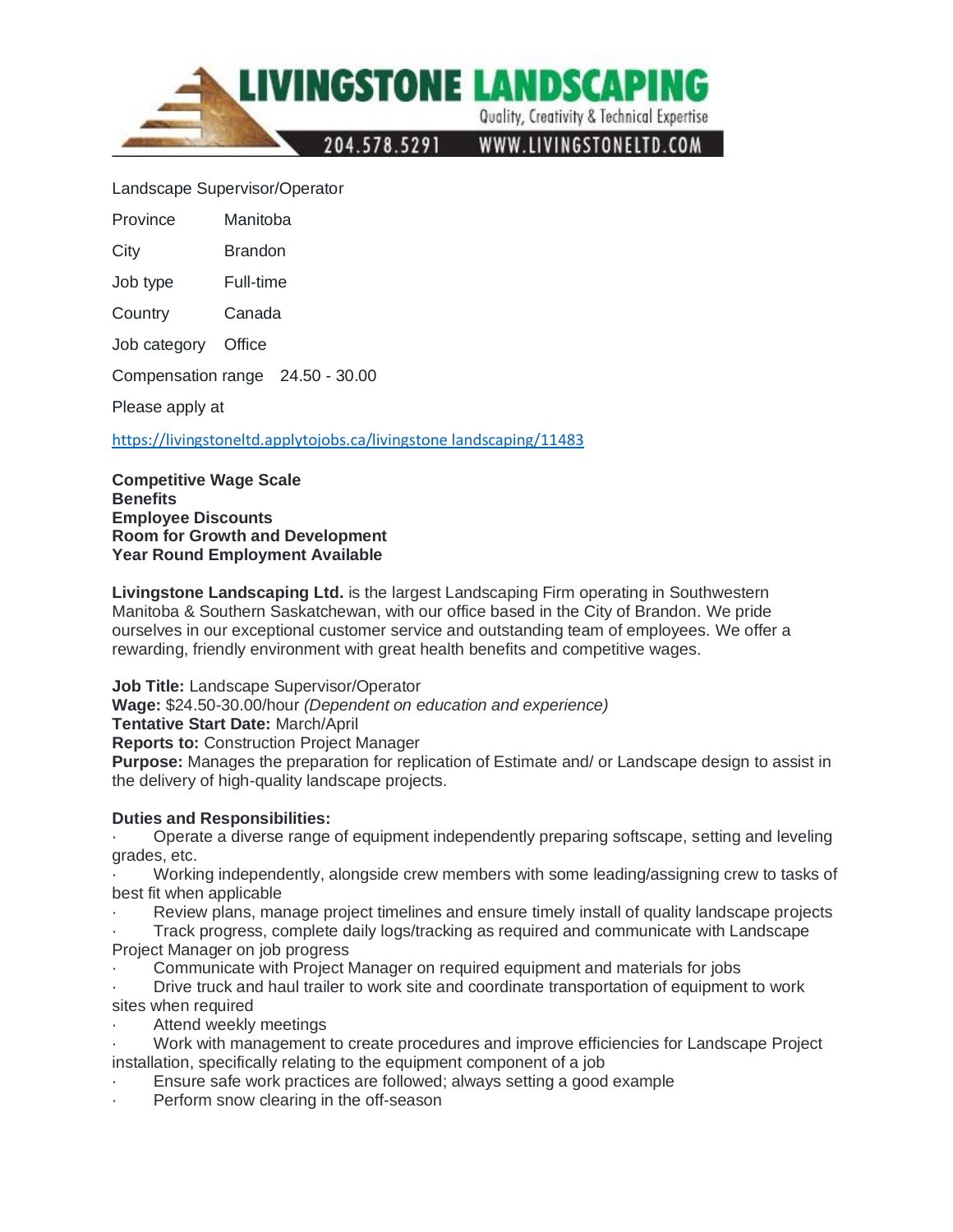# LIVINGSTONE LANDSCAPING

Quality, Creativity & Technical Expertise

204.578.5291 WWW.LIVINGSTONELTD.COM

Landscape Supervisor/Operator

| | |
|---|---|
| Province | Manitoba |
| City | Brandon |
| Job type | Full-time |
| Country | Canada |
| Job category | Office |
| Compensation range | 24.50 - 30.00 |

Please apply at

https://livingstoneltd.applytojobs.ca/livingstone landscaping/11483

**Competitive Wage Scale**
**Benefits**
**Employee Discounts**
**Room for Growth and Development**
**Year Round Employment Available**

**Livingstone Landscaping Ltd.** is the largest Landscaping Firm operating in Southwestern Manitoba & Southern Saskatchewan, with our office based in the City of Brandon. We pride ourselves in our exceptional customer service and outstanding team of employees. We offer a rewarding, friendly environment with great health benefits and competitive wages.

**Job Title:** Landscape Supervisor/Operator
**Wage:** $24.50-30.00/hour *(Dependent on education and experience)*
**Tentative Start Date:** March/April
**Reports to:** Construction Project Manager
**Purpose:** Manages the preparation for replication of Estimate and/ or Landscape design to assist in the delivery of high-quality landscape projects.

**Duties and Responsibilities:**

- Operate a diverse range of equipment independently preparing softscape, setting and leveling grades, etc.
- Working independently, alongside crew members with some leading/assigning crew to tasks of best fit when applicable
- Review plans, manage project timelines and ensure timely install of quality landscape projects
- Track progress, complete daily logs/tracking as required and communicate with Landscape Project Manager on job progress
- Communicate with Project Manager on required equipment and materials for jobs
- Drive truck and haul trailer to work site and coordinate transportation of equipment to work sites when required
- Attend weekly meetings
- Work with management to create procedures and improve efficiencies for Landscape Project installation, specifically relating to the equipment component of a job
- Ensure safe work practices are followed; always setting a good example
- Perform snow clearing in the off-season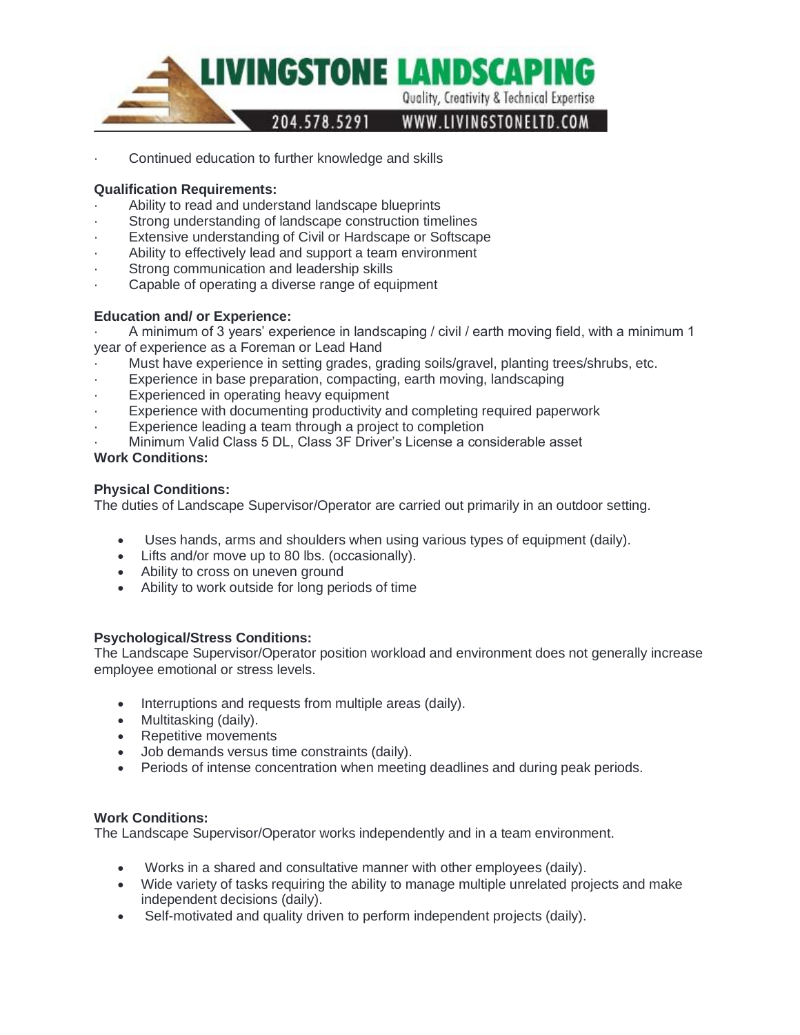- Continued education to further knowledge and skills

**Qualification Requirements:**

- Ability to read and understand landscape blueprints
- Strong understanding of landscape construction timelines
- Extensive understanding of Civil or Hardscape or Softscape
- Ability to effectively lead and support a team environment
- Strong communication and leadership skills
- Capable of operating a diverse range of equipment

**Education and/ or Experience:**

- A minimum of 3 years' experience in landscaping / civil / earth moving field, with a minimum 1 year of experience as a Foreman or Lead Hand
- Must have experience in setting grades, grading soils/gravel, planting trees/shrubs, etc.
- Experience in base preparation, compacting, earth moving, landscaping
- Experienced in operating heavy equipment
- Experience with documenting productivity and completing required paperwork
- Experience leading a team through a project to completion
- Minimum Valid Class 5 DL, Class 3F Driver's License a considerable asset

**Work Conditions:**

**Physical Conditions:**

The duties of Landscape Supervisor/Operator are carried out primarily in an outdoor setting.

- Uses hands, arms and shoulders when using various types of equipment (daily).
- Lifts and/or move up to 80 lbs. (occasionally).
- Ability to cross on uneven ground
- Ability to work outside for long periods of time

**Psychological/Stress Conditions:**

The Landscape Supervisor/Operator position workload and environment does not generally increase employee emotional or stress levels.

- Interruptions and requests from multiple areas (daily).
- Multitasking (daily).
- Repetitive movements
- Job demands versus time constraints (daily).
- Periods of intense concentration when meeting deadlines and during peak periods.

**Work Conditions:**

The Landscape Supervisor/Operator works independently and in a team environment.

- Works in a shared and consultative manner with other employees (daily).
- Wide variety of tasks requiring the ability to manage multiple unrelated projects and make independent decisions (daily).
- Self-motivated and quality driven to perform independent projects (daily).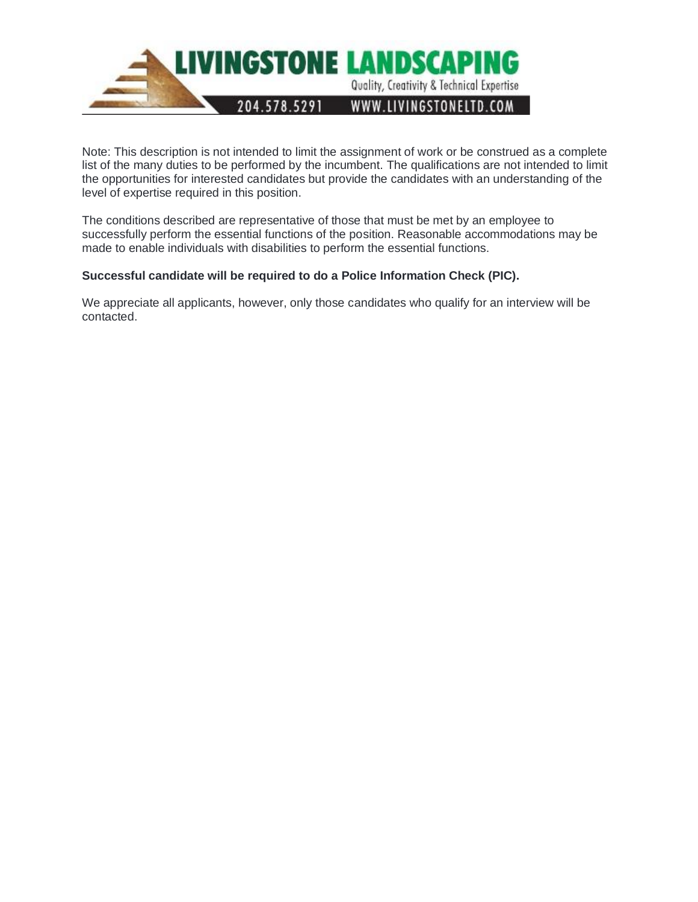Note: This description is not intended to limit the assignment of work or be construed as a complete list of the many duties to be performed by the incumbent. The qualifications are not intended to limit the opportunities for interested candidates but provide the candidates with an understanding of the level of expertise required in this position.

The conditions described are representative of those that must be met by an employee to successfully perform the essential functions of the position. Reasonable accommodations may be made to enable individuals with disabilities to perform the essential functions.

**Successful candidate will be required to do a Police Information Check (PIC).**

We appreciate all applicants, however, only those candidates who qualify for an interview will be contacted.